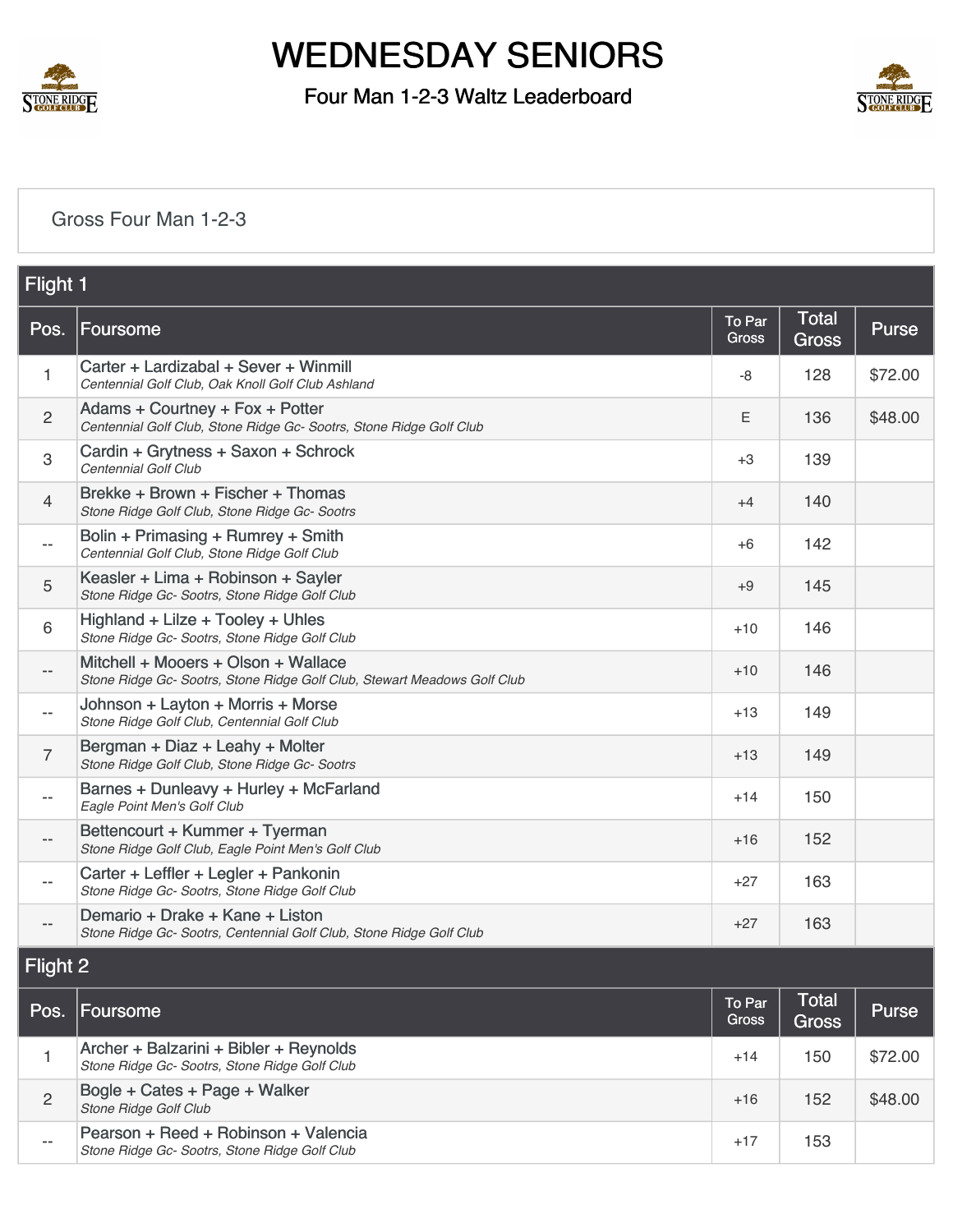# WEDNESDAY SENIORS

## Four Man 1-2-3 Waltz Leaderboard

### Gross Four Man 1-2-3

#### Flight 1

| Pos. | Foursome | To Par Gross | Total Gross | Purse |
|---|---|---|---|---|
| 1 | Carter + Lardizabal + Sever + Winmill<br>*Centennial Golf Club, Oak Knoll Golf Club Ashland* | -8 | 128 | $72.00 |
| 2 | Adams + Courtney + Fox + Potter<br>*Centennial Golf Club, Stone Ridge Gc- Sootrs, Stone Ridge Golf Club* | E | 136 | $48.00 |
| 3 | Cardin + Grytness + Saxon + Schrock<br>*Centennial Golf Club* | +3 | 139 | |
| 4 | Brekke + Brown + Fischer + Thomas<br>*Stone Ridge Golf Club, Stone Ridge Gc- Sootrs* | +4 | 140 | |
| -- | Bolin + Primasing + Rumrey + Smith<br>*Centennial Golf Club, Stone Ridge Golf Club* | +6 | 142 | |
| 5 | Keasler + Lima + Robinson + Sayler<br>*Stone Ridge Gc- Sootrs, Stone Ridge Golf Club* | +9 | 145 | |
| 6 | Highland + Lilze + Tooley + Uhles<br>*Stone Ridge Gc- Sootrs, Stone Ridge Golf Club* | +10 | 146 | |
| -- | Mitchell + Mooers + Olson + Wallace<br>*Stone Ridge Gc- Sootrs, Stone Ridge Golf Club, Stewart Meadows Golf Club* | +10 | 146 | |
| -- | Johnson + Layton + Morris + Morse<br>*Stone Ridge Golf Club, Centennial Golf Club* | +13 | 149 | |
| 7 | Bergman + Diaz + Leahy + Molter<br>*Stone Ridge Golf Club, Stone Ridge Gc- Sootrs* | +13 | 149 | |
| -- | Barnes + Dunleavy + Hurley + McFarland<br>*Eagle Point Men's Golf Club* | +14 | 150 | |
| -- | Bettencourt + Kummer + Tyerman<br>*Stone Ridge Golf Club, Eagle Point Men's Golf Club* | +16 | 152 | |
| -- | Carter + Leffler + Legler + Pankonin<br>*Stone Ridge Gc- Sootrs, Stone Ridge Golf Club* | +27 | 163 | |
| -- | Demario + Drake + Kane + Liston<br>*Stone Ridge Gc- Sootrs, Centennial Golf Club, Stone Ridge Golf Club* | +27 | 163 | |

#### Flight 2

| Pos. | Foursome | To Par Gross | Total Gross | Purse |
|---|---|---|---|---|
| 1 | Archer + Balzarini + Bibler + Reynolds<br>*Stone Ridge Gc- Sootrs, Stone Ridge Golf Club* | +14 | 150 | $72.00 |
| 2 | Bogle + Cates + Page + Walker<br>*Stone Ridge Golf Club* | +16 | 152 | $48.00 |
| -- | Pearson + Reed + Robinson + Valencia<br>*Stone Ridge Gc- Sootrs, Stone Ridge Golf Club* | +17 | 153 | |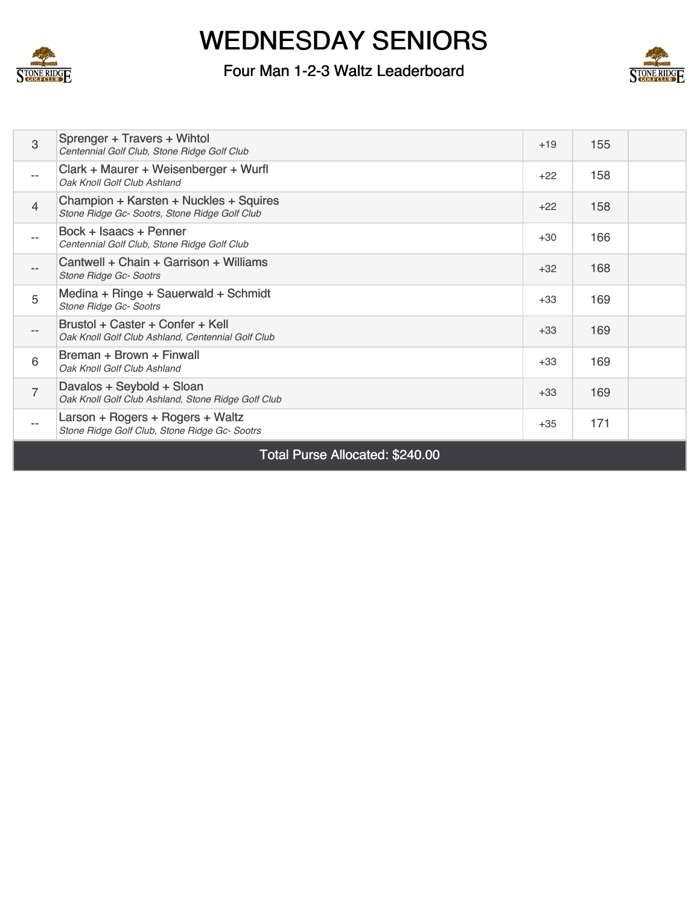# WEDNESDAY SENIORS

## Four Man 1-2-3 Waltz Leaderboard

| | | | | |
|---|---|---|---|---|
| 3 | Sprenger + Travers + Wihtol<br>*Centennial Golf Club, Stone Ridge Golf Club* | +19 | 155 | |
| -- | Clark + Maurer + Weisenberger + Wurfl<br>*Oak Knoll Golf Club Ashland* | +22 | 158 | |
| 4 | Champion + Karsten + Nuckles + Squires<br>*Stone Ridge Gc- Sootrs, Stone Ridge Golf Club* | +22 | 158 | |
| -- | Bock + Isaacs + Penner<br>*Centennial Golf Club, Stone Ridge Golf Club* | +30 | 166 | |
| -- | Cantwell + Chain + Garrison + Williams<br>*Stone Ridge Gc- Sootrs* | +32 | 168 | |
| 5 | Medina + Ringe + Sauerwald + Schmidt<br>*Stone Ridge Gc- Sootrs* | +33 | 169 | |
| -- | Brustol + Caster + Confer + Kell<br>*Oak Knoll Golf Club Ashland, Centennial Golf Club* | +33 | 169 | |
| 6 | Breman + Brown + Finwall<br>*Oak Knoll Golf Club Ashland* | +33 | 169 | |
| 7 | Davalos + Seybold + Sloan<br>*Oak Knoll Golf Club Ashland, Stone Ridge Golf Club* | +33 | 169 | |
| -- | Larson + Rogers + Rogers + Waltz<br>*Stone Ridge Golf Club, Stone Ridge Gc- Sootrs* | +35 | 171 | |

**Total Purse Allocated: $240.00**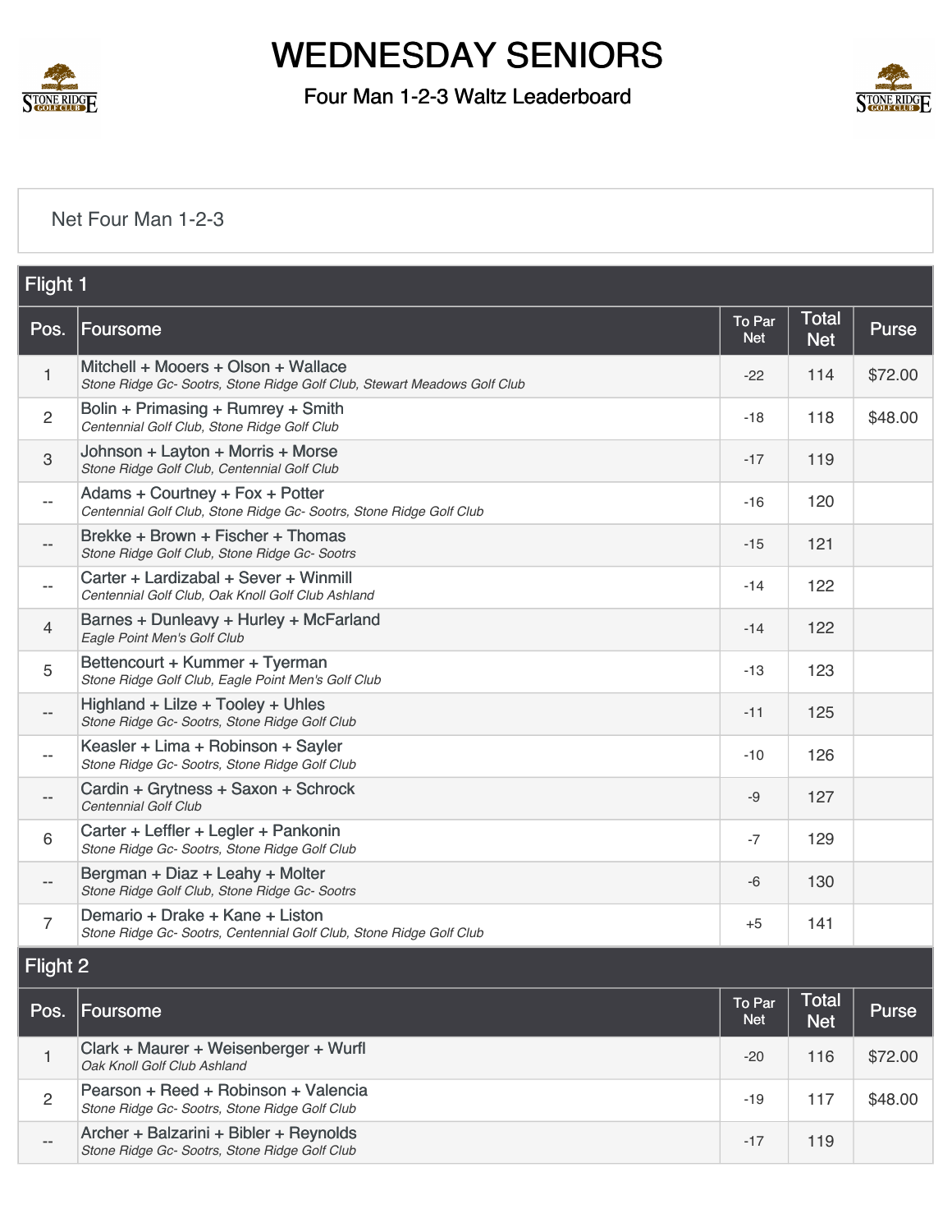# WEDNESDAY SENIORS

## Four Man 1-2-3 Waltz Leaderboard

Net Four Man 1-2-3

### Flight 1

| Pos. | Foursome | To Par Net | Total Net | Purse |
|---|---|---|---|---|
| 1 | Mitchell + Mooers + Olson + Wallace<br>*Stone Ridge Gc- Sootrs, Stone Ridge Golf Club, Stewart Meadows Golf Club* | -22 | 114 | $72.00 |
| 2 | Bolin + Primasing + Rumrey + Smith<br>*Centennial Golf Club, Stone Ridge Golf Club* | -18 | 118 | $48.00 |
| 3 | Johnson + Layton + Morris + Morse<br>*Stone Ridge Golf Club, Centennial Golf Club* | -17 | 119 | |
| -- | Adams + Courtney + Fox + Potter<br>*Centennial Golf Club, Stone Ridge Gc- Sootrs, Stone Ridge Golf Club* | -16 | 120 | |
| -- | Brekke + Brown + Fischer + Thomas<br>*Stone Ridge Golf Club, Stone Ridge Gc- Sootrs* | -15 | 121 | |
| -- | Carter + Lardizabal + Sever + Winmill<br>*Centennial Golf Club, Oak Knoll Golf Club Ashland* | -14 | 122 | |
| 4 | Barnes + Dunleavy + Hurley + McFarland<br>*Eagle Point Men's Golf Club* | -14 | 122 | |
| 5 | Bettencourt + Kummer + Tyerman<br>*Stone Ridge Golf Club, Eagle Point Men's Golf Club* | -13 | 123 | |
| -- | Highland + Lilze + Tooley + Uhles<br>*Stone Ridge Gc- Sootrs, Stone Ridge Golf Club* | -11 | 125 | |
| -- | Keasler + Lima + Robinson + Sayler<br>*Stone Ridge Gc- Sootrs, Stone Ridge Golf Club* | -10 | 126 | |
| -- | Cardin + Grytness + Saxon + Schrock<br>*Centennial Golf Club* | -9 | 127 | |
| 6 | Carter + Leffler + Legler + Pankonin<br>*Stone Ridge Gc- Sootrs, Stone Ridge Golf Club* | -7 | 129 | |
| -- | Bergman + Diaz + Leahy + Molter<br>*Stone Ridge Golf Club, Stone Ridge Gc- Sootrs* | -6 | 130 | |
| 7 | Demario + Drake + Kane + Liston<br>*Stone Ridge Gc- Sootrs, Centennial Golf Club, Stone Ridge Golf Club* | +5 | 141 | |

### Flight 2

| Pos. | Foursome | To Par Net | Total Net | Purse |
|---|---|---|---|---|
| 1 | Clark + Maurer + Weisenberger + Wurfl<br>*Oak Knoll Golf Club Ashland* | -20 | 116 | $72.00 |
| 2 | Pearson + Reed + Robinson + Valencia<br>*Stone Ridge Gc- Sootrs, Stone Ridge Golf Club* | -19 | 117 | $48.00 |
| -- | Archer + Balzarini + Bibler + Reynolds<br>*Stone Ridge Gc- Sootrs, Stone Ridge Golf Club* | -17 | 119 | |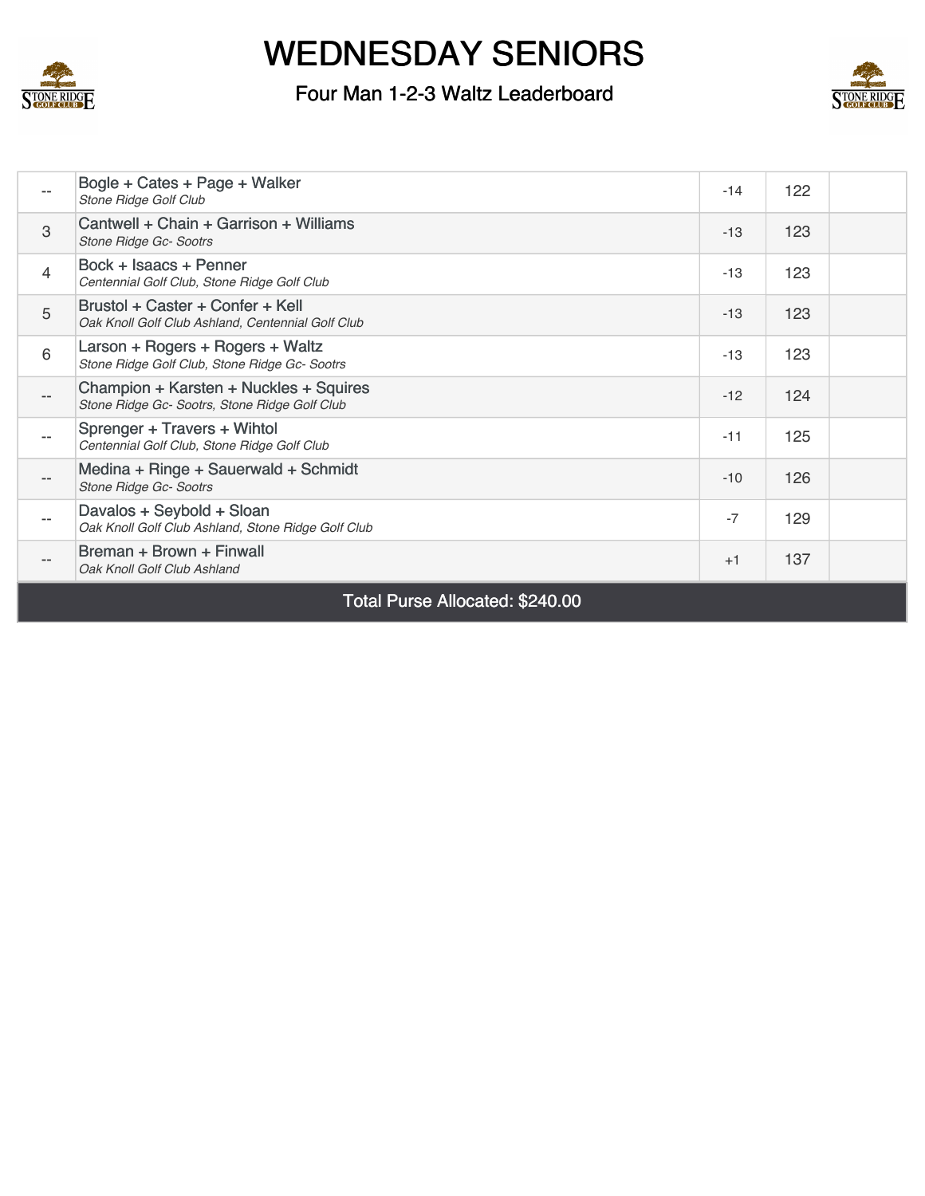# WEDNESDAY SENIORS

## Four Man 1-2-3 Waltz Leaderboard

| | | | | |
|---|---|---|---|---|
| -- | Bogle + Cates + Page + Walker<br>*Stone Ridge Golf Club* | -14 | 122 | |
| 3 | Cantwell + Chain + Garrison + Williams<br>*Stone Ridge Gc- Sootrs* | -13 | 123 | |
| 4 | Bock + Isaacs + Penner<br>*Centennial Golf Club, Stone Ridge Golf Club* | -13 | 123 | |
| 5 | Brustol + Caster + Confer + Kell<br>*Oak Knoll Golf Club Ashland, Centennial Golf Club* | -13 | 123 | |
| 6 | Larson + Rogers + Rogers + Waltz<br>*Stone Ridge Golf Club, Stone Ridge Gc- Sootrs* | -13 | 123 | |
| -- | Champion + Karsten + Nuckles + Squires<br>*Stone Ridge Gc- Sootrs, Stone Ridge Golf Club* | -12 | 124 | |
| -- | Sprenger + Travers + Wihtol<br>*Centennial Golf Club, Stone Ridge Golf Club* | -11 | 125 | |
| -- | Medina + Ringe + Sauerwald + Schmidt<br>*Stone Ridge Gc- Sootrs* | -10 | 126 | |
| -- | Davalos + Seybold + Sloan<br>*Oak Knoll Golf Club Ashland, Stone Ridge Golf Club* | -7 | 129 | |
| -- | Breman + Brown + Finwall<br>*Oak Knoll Golf Club Ashland* | +1 | 137 | |

Total Purse Allocated: $240.00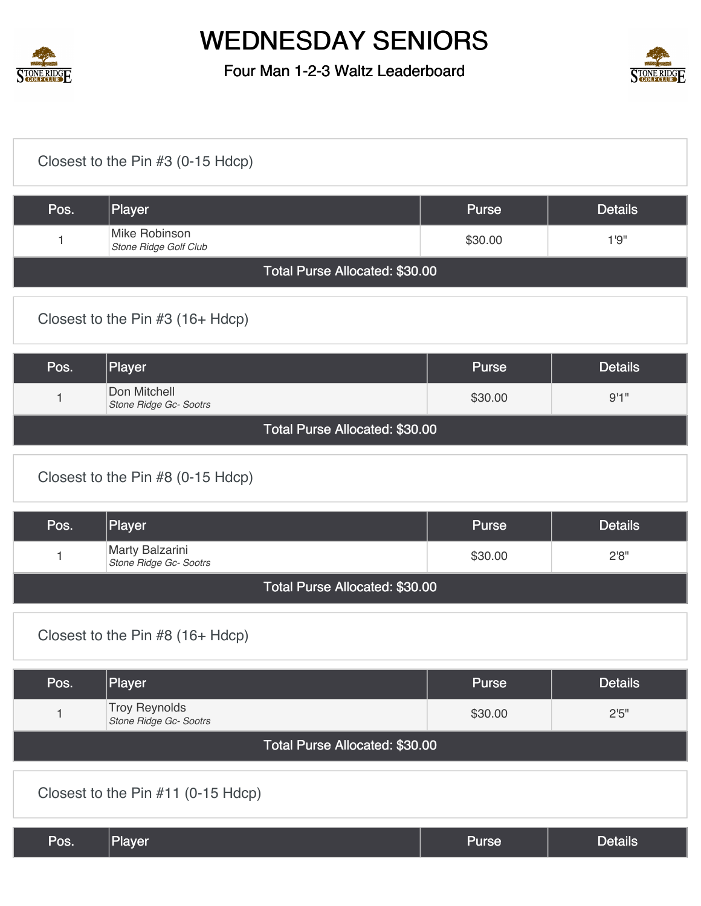# WEDNESDAY SENIORS

Four Man 1-2-3 Waltz Leaderboard

## Closest to the Pin #3 (0-15 Hdcp)

| Pos. | Player | Purse | Details |
|---|---|---|---|
| 1 | Mike Robinson *Stone Ridge Golf Club* | $30.00 | 1'9" |
| Total Purse Allocated: $30.00 | | | |

## Closest to the Pin #3 (16+ Hdcp)

| Pos. | Player | Purse | Details |
|---|---|---|---|
| 1 | Don Mitchell *Stone Ridge Gc- Sootrs* | $30.00 | 9'1" |
| Total Purse Allocated: $30.00 | | | |

## Closest to the Pin #8 (0-15 Hdcp)

| Pos. | Player | Purse | Details |
|---|---|---|---|
| 1 | Marty Balzarini *Stone Ridge Gc- Sootrs* | $30.00 | 2'8" |
| Total Purse Allocated: $30.00 | | | |

## Closest to the Pin #8 (16+ Hdcp)

| Pos. | Player | Purse | Details |
|---|---|---|---|
| 1 | Troy Reynolds *Stone Ridge Gc- Sootrs* | $30.00 | 2'5" |
| Total Purse Allocated: $30.00 | | | |

## Closest to the Pin #11 (0-15 Hdcp)

| Pos. | Player | Purse | Details |
|---|---|---|---|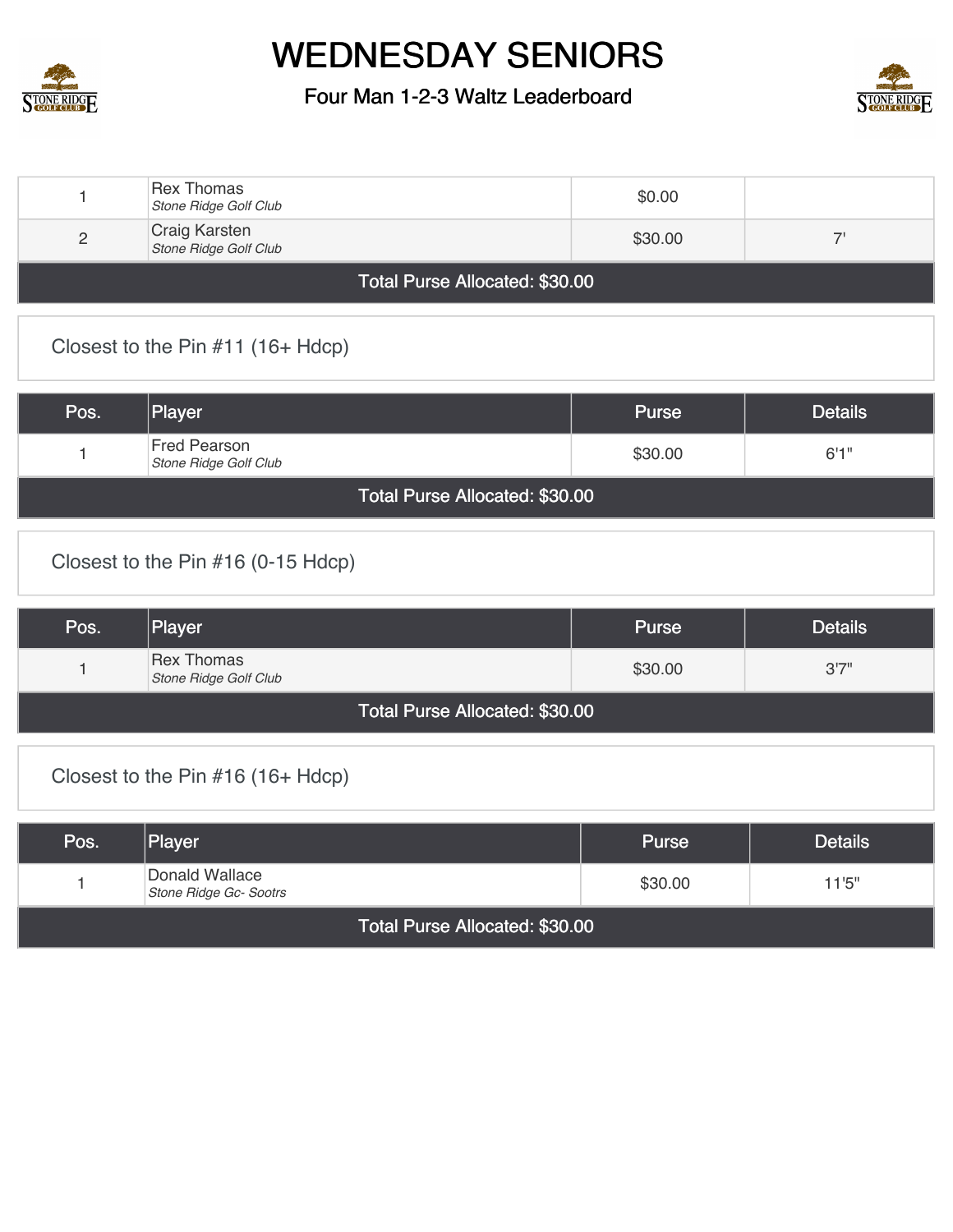# WEDNESDAY SEENIORS

Four Man 1-2-3 Waltz Leaderboard

| | | | |
|---|---|---|---|
| 1 | Rex Thomas<br>*Stone Ridge Golf Club* | $0.00 | |
| 2 | Craig Karsten<br>*Stone Ridge Golf Club* | $30.00 | 7' |

Total Purse Allocated: $30.00

## Closest to the Pin #11 (16+ Hdcp)

| Pos. | Player | Purse | Details |
|---|---|---|---|
| 1 | Fred Pearson<br>*Stone Ridge Golf Club* | $30.00 | 6'1" |

Total Purse Allocated: $30.00

## Closest to the Pin #16 (0-15 Hdcp)

| Pos. | Player | Purse | Details |
|---|---|---|---|
| 1 | Rex Thomas<br>*Stone Ridge Golf Club* | $30.00 | 3'7" |

Total Purse Allocated: $30.00

## Closest to the Pin #16 (16+ Hdcp)

| Pos. | Player | Purse | Details |
|---|---|---|---|
| 1 | Donald Wallace<br>*Stone Ridge Gc- Sootrs* | $30.00 | 11'5" |

Total Purse Allocated: $30.00